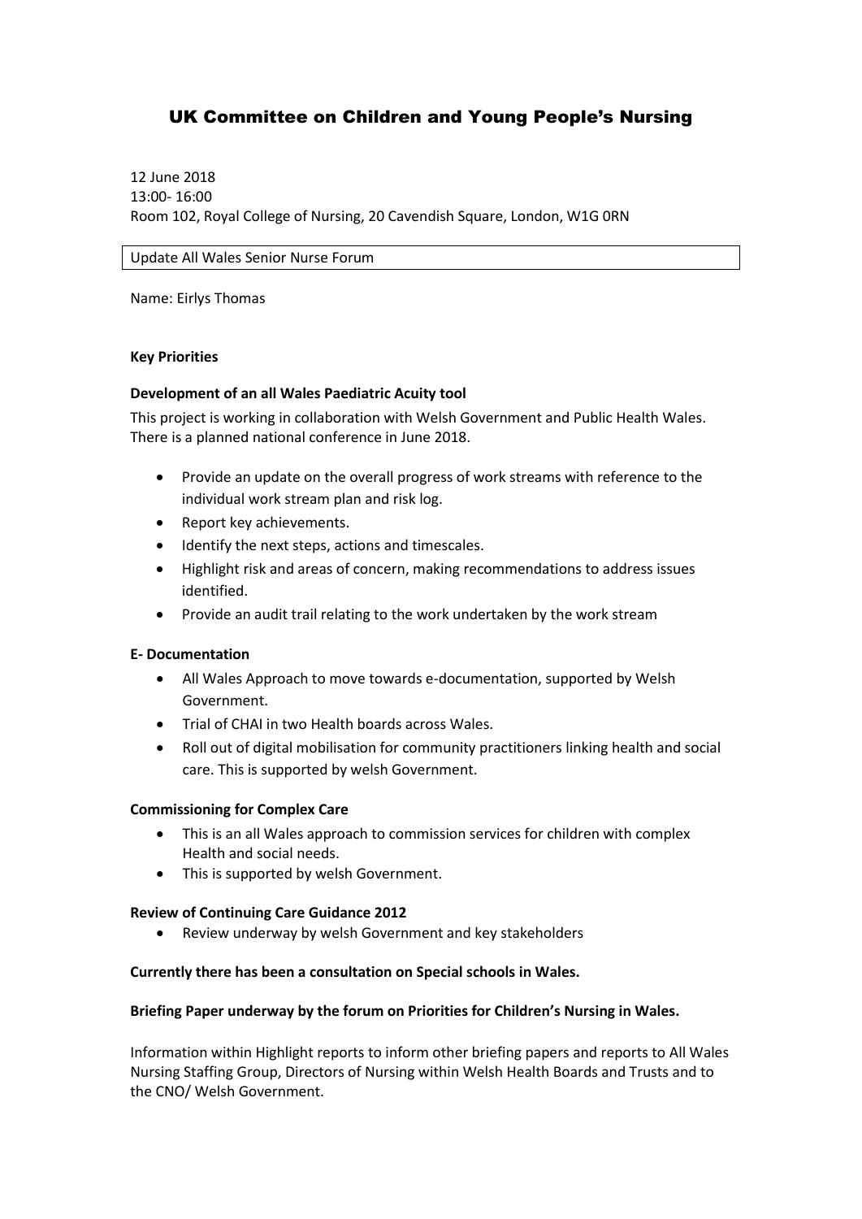# UK Committee on Children and Young People's Nursing

12 June 2018
13:00- 16:00
Room 102, Royal College of Nursing, 20 Cavendish Square, London, W1G 0RN

Update All Wales Senior Nurse Forum

Name: Eirlys Thomas

**Key Priorities**

**Development of an all Wales Paediatric Acuity tool**

This project is working in collaboration with Welsh Government and Public Health Wales. There is a planned national conference in June 2018.

- Provide an update on the overall progress of work streams with reference to the individual work stream plan and risk log.
- Report key achievements.
- Identify the next steps, actions and timescales.
- Highlight risk and areas of concern, making recommendations to address issues identified.
- Provide an audit trail relating to the work undertaken by the work stream

**E- Documentation**

- All Wales Approach to move towards e-documentation, supported by Welsh Government.
- Trial of CHAI in two Health boards across Wales.
- Roll out of digital mobilisation for community practitioners linking health and social care. This is supported by welsh Government.

**Commissioning for Complex Care**

- This is an all Wales approach to commission services for children with complex Health and social needs.
- This is supported by welsh Government.

**Review of Continuing Care Guidance 2012**

- Review underway by welsh Government and key stakeholders

**Currently there has been a consultation on Special schools in Wales.**

**Briefing Paper underway by the forum on Priorities for Children's Nursing in Wales.**

Information within Highlight reports to inform other briefing papers and reports to All Wales Nursing Staffing Group, Directors of Nursing within Welsh Health Boards and Trusts and to the CNO/ Welsh Government.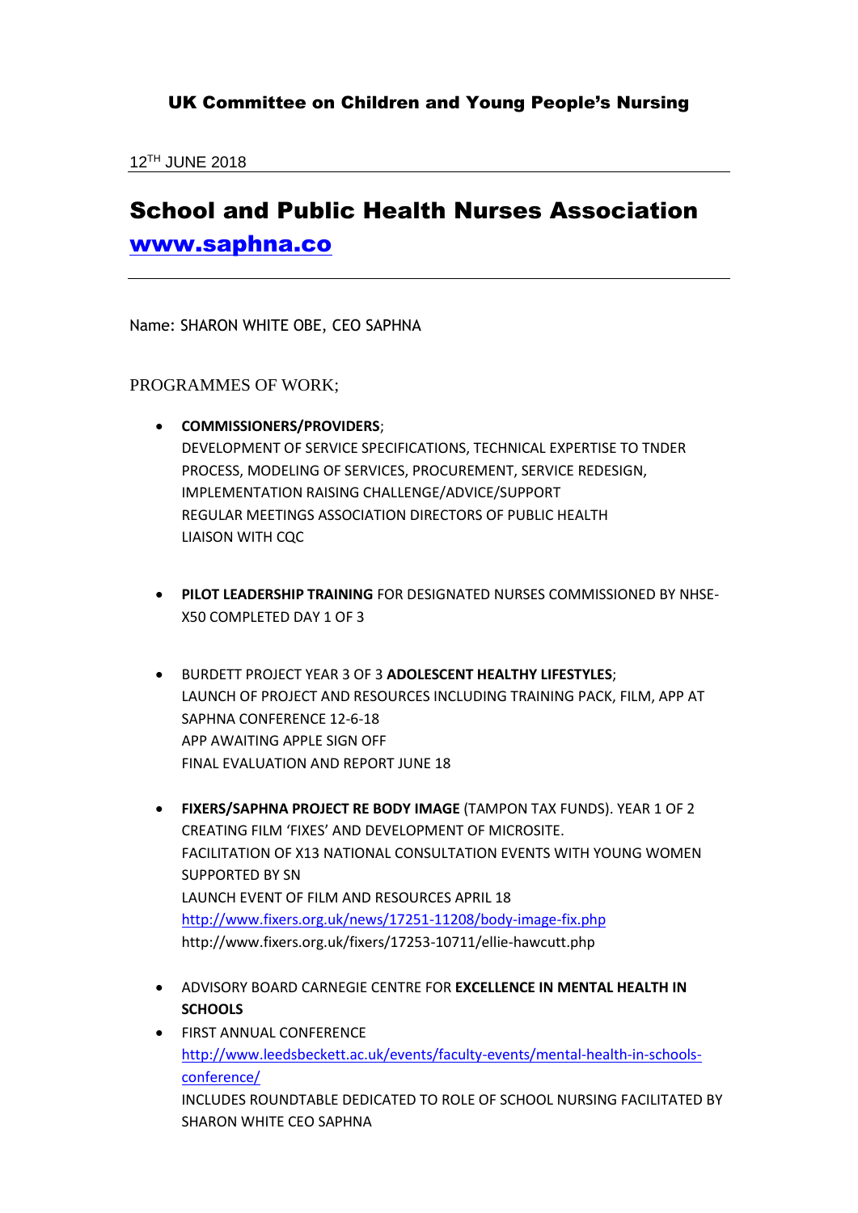**UK Committee on Children and Young People's Nursing**

12TH JUNE 2018

# School and Public Health Nurses Association

## [www.saphna.co](http://www.saphna.co)

---

Name: SHARON WHITE OBE, CEO SAPHNA

PROGRAMMES OF WORK;

- **COMMISSIONERS/PROVIDERS**;
  DEVELOPMENT OF SERVICE SPECIFICATIONS, TECHNICAL EXPERTISE TO TNDER PROCESS, MODELING OF SERVICES, PROCUREMENT, SERVICE REDESIGN, IMPLEMENTATION RAISING CHALLENGE/ADVICE/SUPPORT
  REGULAR MEETINGS ASSOCIATION DIRECTORS OF PUBLIC HEALTH
  LIAISON WITH CQC

- **PILOT LEADERSHIP TRAINING** FOR DESIGNATED NURSES COMMISSIONED BY NHSE-X50 COMPLETED DAY 1 OF 3

- BURDETT PROJECT YEAR 3 OF 3 **ADOLESCENT HEALTHY LIFESTYLES**;
  LAUNCH OF PROJECT AND RESOURCES INCLUDING TRAINING PACK, FILM, APP AT SAPHNA CONFERENCE 12-6-18
  APP AWAITING APPLE SIGN OFF
  FINAL EVALUATION AND REPORT JUNE 18

- **FIXERS/SAPHNA PROJECT RE BODY IMAGE** (TAMPON TAX FUNDS). YEAR 1 OF 2
  CREATING FILM 'FIXES' AND DEVELOPMENT OF MICROSITE.
  FACILITATION OF X13 NATIONAL CONSULTATION EVENTS WITH YOUNG WOMEN SUPPORTED BY SN
  LAUNCH EVENT OF FILM AND RESOURCES APRIL 18
  http://www.fixers.org.uk/news/17251-11208/body-image-fix.php
  http://www.fixers.org.uk/fixers/17253-10711/ellie-hawcutt.php

- ADVISORY BOARD CARNEGIE CENTRE FOR **EXCELLENCE IN MENTAL HEALTH IN SCHOOLS**

- FIRST ANNUAL CONFERENCE
  http://www.leedsbeckett.ac.uk/events/faculty-events/mental-health-in-schools-conference/
  INCLUDES ROUNDTABLE DEDICATED TO ROLE OF SCHOOL NURSING FACILITATED BY SHARON WHITE CEO SAPHNA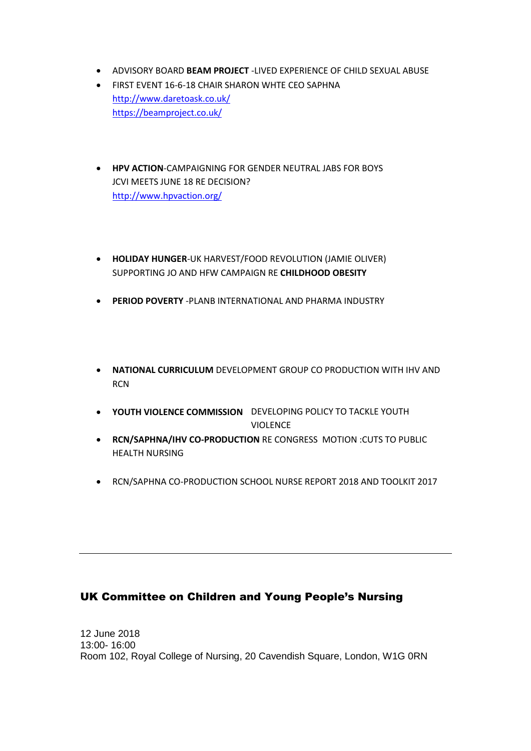- ADVISORY BOARD **BEAM PROJECT** -LIVED EXPERIENCE OF CHILD SEXUAL ABUSE
- FIRST EVENT 16-6-18 CHAIR SHARON WHTE CEO SAPHNA
  http://www.daretoask.co.uk/
  https://beamproject.co.uk/

- **HPV ACTION**-CAMPAIGNING FOR GENDER NEUTRAL JABS FOR BOYS
  JCVI MEETS JUNE 18 RE DECISION?
  http://www.hpvaction.org/

- **HOLIDAY HUNGER**-UK HARVEST/FOOD REVOLUTION (JAMIE OLIVER) SUPPORTING JO AND HFW CAMPAIGN RE **CHILDHOOD OBESITY**

- **PERIOD POVERTY** -PLANB INTERNATIONAL AND PHARMA INDUSTRY

- **NATIONAL CURRICULUM** DEVELOPMENT GROUP CO PRODUCTION WITH IHV AND RCN

- **YOUTH VIOLENCE COMMISSION** DEVELOPING POLICY TO TACKLE YOUTH VIOLENCE
- **RCN/SAPHNA/IHV CO-PRODUCTION** RE CONGRESS MOTION :CUTS TO PUBLIC HEALTH NURSING

- RCN/SAPHNA CO-PRODUCTION SCHOOL NURSE REPORT 2018 AND TOOLKIT 2017

---

## UK Committee on Children and Young People's Nursing

12 June 2018
13:00- 16:00
Room 102, Royal College of Nursing, 20 Cavendish Square, London, W1G 0RN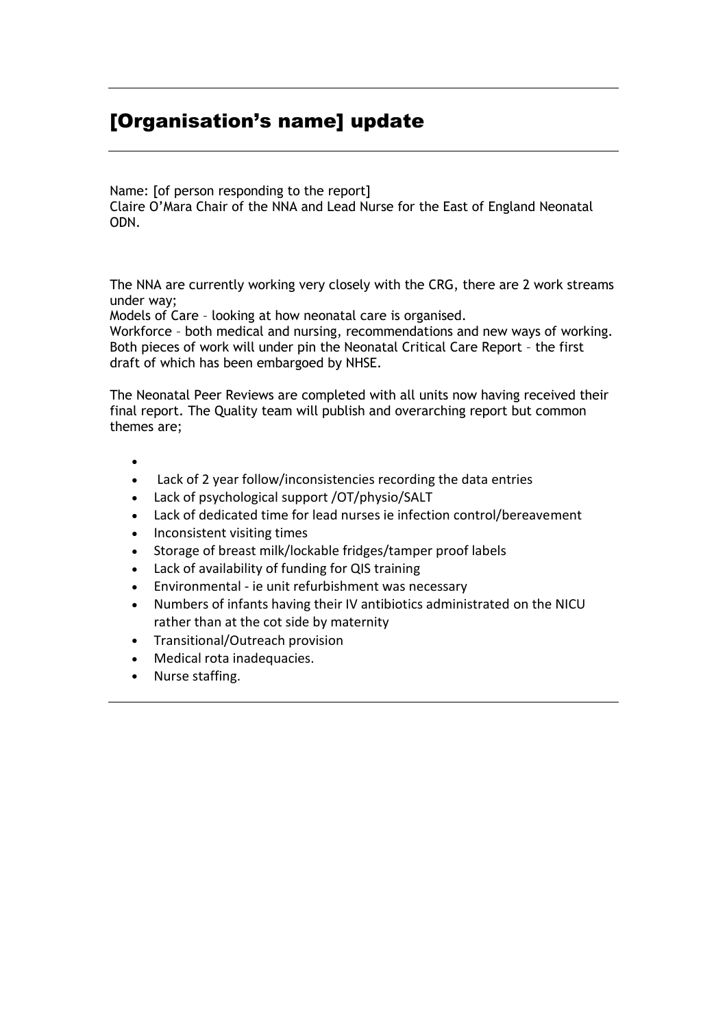## [Organisation's name] update

Name: [of person responding to the report]
Claire O'Mara Chair of the NNA and Lead Nurse for the East of England Neonatal ODN.

The NNA are currently working very closely with the CRG, there are 2 work streams under way;
Models of Care – looking at how neonatal care is organised.
Workforce – both medical and nursing, recommendations and new ways of working. Both pieces of work will under pin the Neonatal Critical Care Report – the first draft of which has been embargoed by NHSE.

The Neonatal Peer Reviews are completed with all units now having received their final report. The Quality team will publish and overarching report but common themes are;

- Lack of 2 year follow/inconsistencies recording the data entries
- Lack of psychological support /OT/physio/SALT
- Lack of dedicated time for lead nurses ie infection control/bereavement
- Inconsistent visiting times
- Storage of breast milk/lockable fridges/tamper proof labels
- Lack of availability of funding for QIS training
- Environmental - ie unit refurbishment was necessary
- Numbers of infants having their IV antibiotics administrated on the NICU rather than at the cot side by maternity
- Transitional/Outreach provision
- Medical rota inadequacies.
- Nurse staffing.